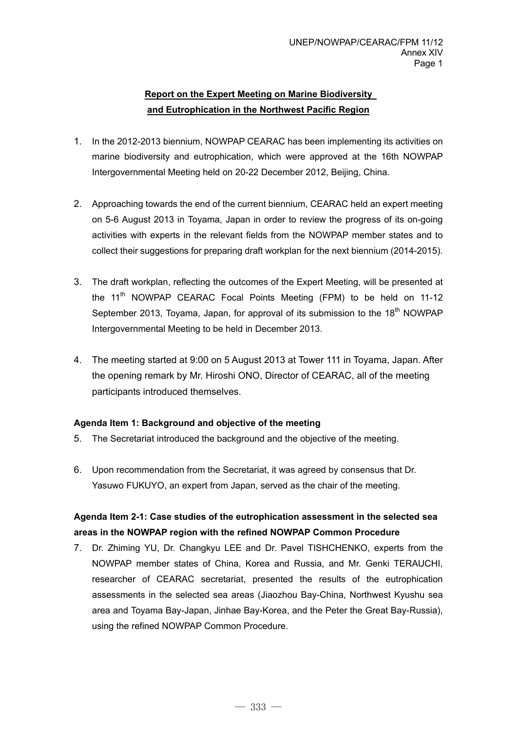# Report on the Expert Meeting on Marine Biodiversity and Eutrophication in the Northwest Pacific Region

1. In the 2012-2013 biennium, NOWPAP CEARAC has been implementing its activities on marine biodiversity and eutrophication, which were approved at the 16th NOWPAP Intergovernmental Meeting held on 20-22 December 2012, Beijing, China.

2. Approaching towards the end of the current biennium, CEARAC held an expert meeting on 5-6 August 2013 in Toyama, Japan in order to review the progress of its on-going activities with experts in the relevant fields from the NOWPAP member states and to collect their suggestions for preparing draft workplan for the next biennium (2014-2015).

3. The draft workplan, reflecting the outcomes of the Expert Meeting, will be presented at the 11th NOWPAP CEARAC Focal Points Meeting (FPM) to be held on 11-12 September 2013, Toyama, Japan, for approval of its submission to the 18th NOWPAP Intergovernmental Meeting to be held in December 2013.

4. The meeting started at 9:00 on 5 August 2013 at Tower 111 in Toyama, Japan. After the opening remark by Mr. Hiroshi ONO, Director of CEARAC, all of the meeting participants introduced themselves.

### Agenda Item 1: Background and objective of the meeting

5. The Secretariat introduced the background and the objective of the meeting.

6. Upon recommendation from the Secretariat, it was agreed by consensus that Dr. Yasuwo FUKUYO, an expert from Japan, served as the chair of the meeting.

### Agenda Item 2-1: Case studies of the eutrophication assessment in the selected sea areas in the NOWPAP region with the refined NOWPAP Common Procedure

7. Dr. Zhiming YU, Dr. Changkyu LEE and Dr. Pavel TISHCHENKO, experts from the NOWPAP member states of China, Korea and Russia, and Mr. Genki TERAUCHI, researcher of CEARAC secretariat, presented the results of the eutrophication assessments in the selected sea areas (Jiaozhou Bay-China, Northwest Kyushu sea area and Toyama Bay-Japan, Jinhae Bay-Korea, and the Peter the Great Bay-Russia), using the refined NOWPAP Common Procedure.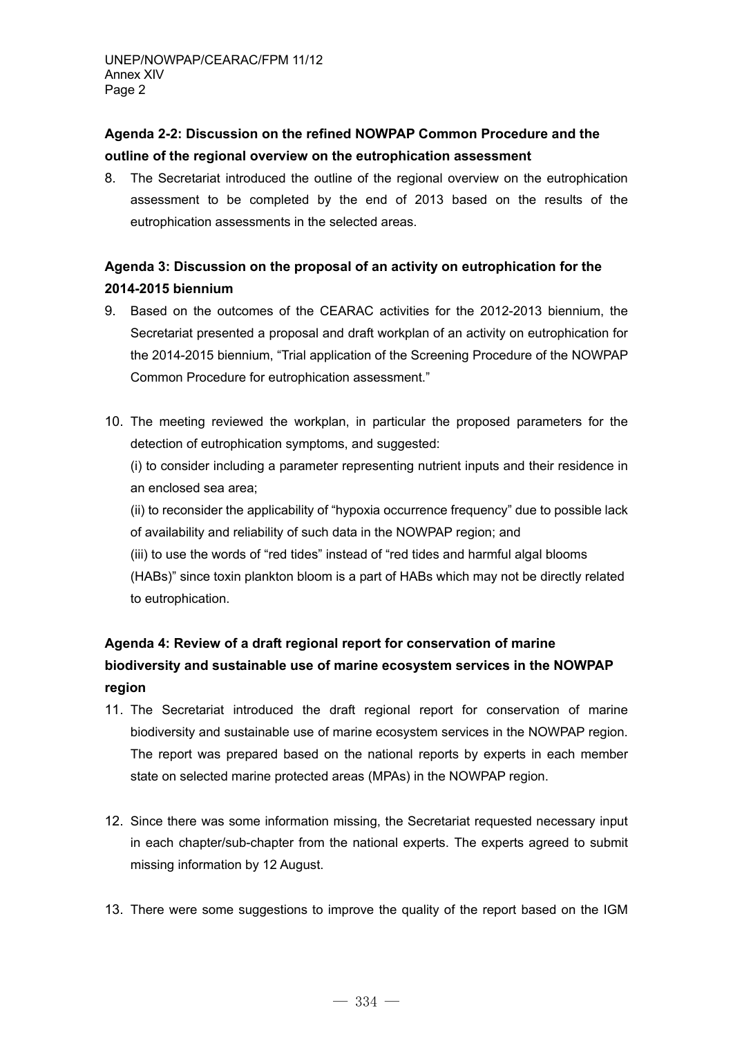**Agenda 2-2: Discussion on the refined NOWPAP Common Procedure and the outline of the regional overview on the eutrophication assessment**

8. The Secretariat introduced the outline of the regional overview on the eutrophication assessment to be completed by the end of 2013 based on the results of the eutrophication assessments in the selected areas.

**Agenda 3: Discussion on the proposal of an activity on eutrophication for the 2014-2015 biennium**

9. Based on the outcomes of the CEARAC activities for the 2012-2013 biennium, the Secretariat presented a proposal and draft workplan of an activity on eutrophication for the 2014-2015 biennium, "Trial application of the Screening Procedure of the NOWPAP Common Procedure for eutrophication assessment."

10. The meeting reviewed the workplan, in particular the proposed parameters for the detection of eutrophication symptoms, and suggested:

    (i) to consider including a parameter representing nutrient inputs and their residence in an enclosed sea area;

    (ii) to reconsider the applicability of "hypoxia occurrence frequency" due to possible lack of availability and reliability of such data in the NOWPAP region; and

    (iii) to use the words of "red tides" instead of "red tides and harmful algal blooms (HABs)" since toxin plankton bloom is a part of HABs which may not be directly related to eutrophication.

**Agenda 4: Review of a draft regional report for conservation of marine biodiversity and sustainable use of marine ecosystem services in the NOWPAP region**

11. The Secretariat introduced the draft regional report for conservation of marine biodiversity and sustainable use of marine ecosystem services in the NOWPAP region. The report was prepared based on the national reports by experts in each member state on selected marine protected areas (MPAs) in the NOWPAP region.

12. Since there was some information missing, the Secretariat requested necessary input in each chapter/sub-chapter from the national experts. The experts agreed to submit missing information by 12 August.

13. There were some suggestions to improve the quality of the report based on the IGM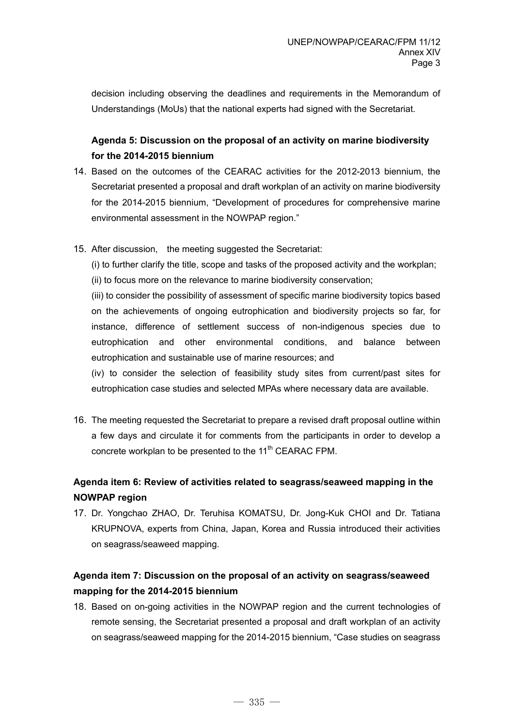decision including observing the deadlines and requirements in the Memorandum of Understandings (MoUs) that the national experts had signed with the Secretariat.

### Agenda 5: Discussion on the proposal of an activity on marine biodiversity for the 2014-2015 biennium

14. Based on the outcomes of the CEARAC activities for the 2012-2013 biennium, the Secretariat presented a proposal and draft workplan of an activity on marine biodiversity for the 2014-2015 biennium, "Development of procedures for comprehensive marine environmental assessment in the NOWPAP region."

15. After discussion, the meeting suggested the Secretariat:

    (i) to further clarify the title, scope and tasks of the proposed activity and the workplan;

    (ii) to focus more on the relevance to marine biodiversity conservation;

    (iii) to consider the possibility of assessment of specific marine biodiversity topics based on the achievements of ongoing eutrophication and biodiversity projects so far, for instance, difference of settlement success of non-indigenous species due to eutrophication and other environmental conditions, and balance between eutrophication and sustainable use of marine resources; and

    (iv) to consider the selection of feasibility study sites from current/past sites for eutrophication case studies and selected MPAs where necessary data are available.

16. The meeting requested the Secretariat to prepare a revised draft proposal outline within a few days and circulate it for comments from the participants in order to develop a concrete workplan to be presented to the 11th CEARAC FPM.

### Agenda item 6: Review of activities related to seagrass/seaweed mapping in the NOWPAP region

17. Dr. Yongchao ZHAO, Dr. Teruhisa KOMATSU, Dr. Jong-Kuk CHOI and Dr. Tatiana KRUPNOVA, experts from China, Japan, Korea and Russia introduced their activities on seagrass/seaweed mapping.

### Agenda item 7: Discussion on the proposal of an activity on seagrass/seaweed mapping for the 2014-2015 biennium

18. Based on on-going activities in the NOWPAP region and the current technologies of remote sensing, the Secretariat presented a proposal and draft workplan of an activity on seagrass/seaweed mapping for the 2014-2015 biennium, "Case studies on seagrass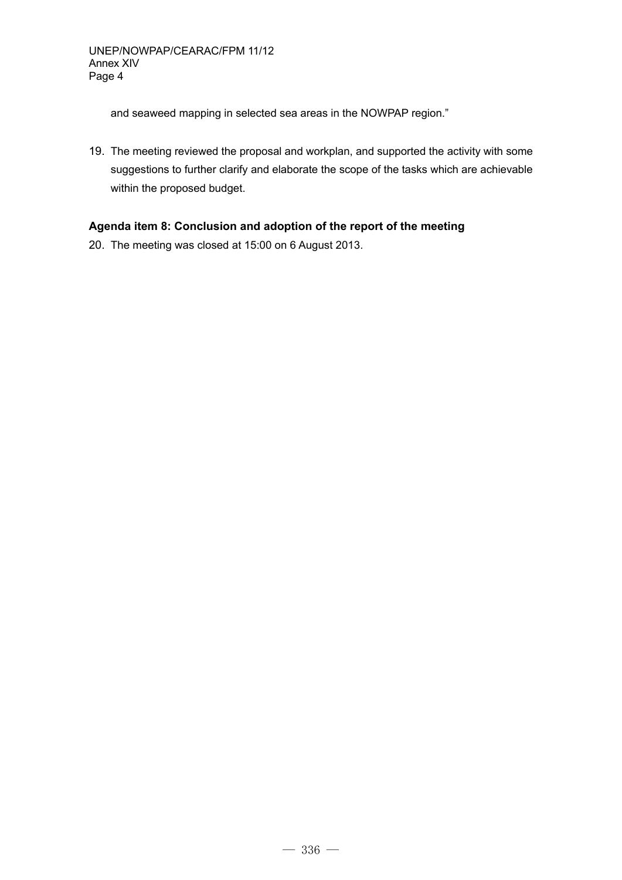and seaweed mapping in selected sea areas in the NOWPAP region."

19. The meeting reviewed the proposal and workplan, and supported the activity with some suggestions to further clarify and elaborate the scope of the tasks which are achievable within the proposed budget.

**Agenda item 8: Conclusion and adoption of the report of the meeting**

20. The meeting was closed at 15:00 on 6 August 2013.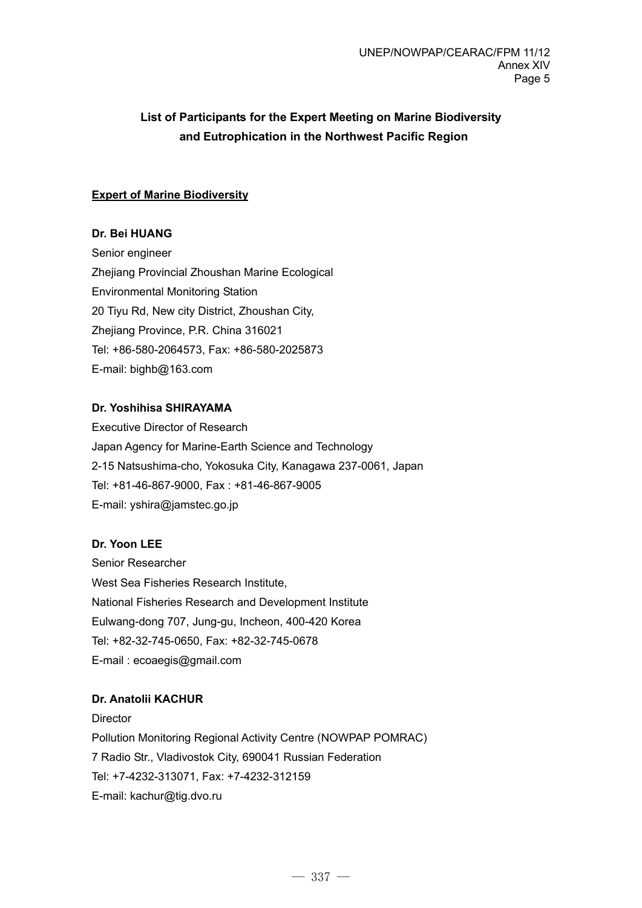## List of Participants for the Expert Meeting on Marine Biodiversity and Eutrophication in the Northwest Pacific Region

**Expert of Marine Biodiversity**

**Dr. Bei HUANG**
Senior engineer
Zhejiang Provincial Zhoushan Marine Ecological
Environmental Monitoring Station
20 Tiyu Rd, New city District, Zhoushan City,
Zhejiang Province, P.R. China 316021
Tel: +86-580-2064573, Fax: +86-580-2025873
E-mail: bighb@163.com

**Dr. Yoshihisa SHIRAYAMA**
Executive Director of Research
Japan Agency for Marine-Earth Science and Technology
2-15 Natsushima-cho, Yokosuka City, Kanagawa 237-0061, Japan
Tel: +81-46-867-9000, Fax : +81-46-867-9005
E-mail: yshira@jamstec.go.jp

**Dr. Yoon LEE**
Senior Researcher
West Sea Fisheries Research Institute,
National Fisheries Research and Development Institute
Eulwang-dong 707, Jung-gu, Incheon, 400-420 Korea
Tel: +82-32-745-0650, Fax: +82-32-745-0678
E-mail : ecoaegis@gmail.com

**Dr. Anatolii KACHUR**
Director
Pollution Monitoring Regional Activity Centre (NOWPAP POMRAC)
7 Radio Str., Vladivostok City, 690041 Russian Federation
Tel: +7-4232-313071, Fax: +7-4232-312159
E-mail: kachur@tig.dvo.ru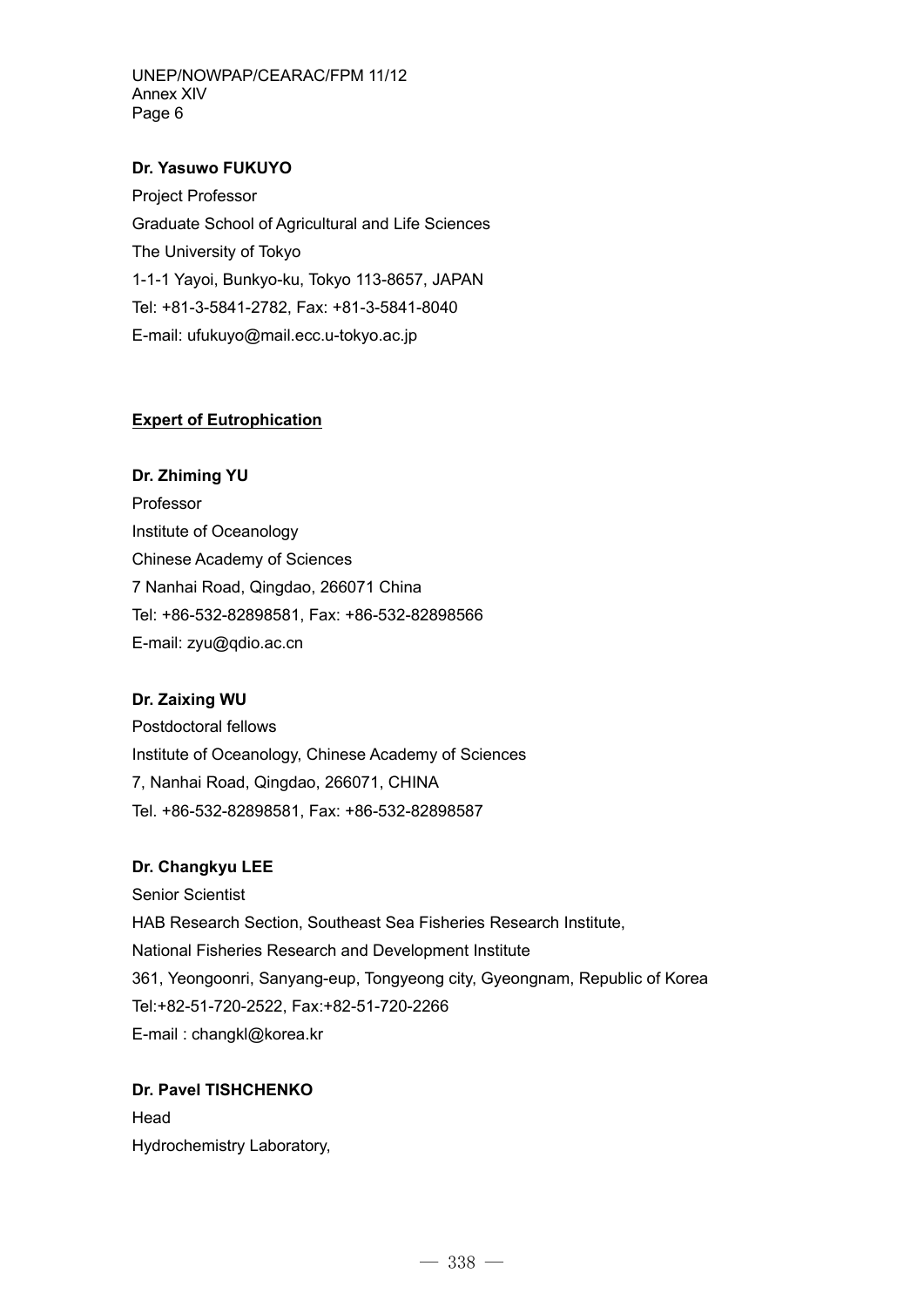**Dr. Yasuwo FUKUYO**

Project Professor
Graduate School of Agricultural and Life Sciences
The University of Tokyo
1-1-1 Yayoi, Bunkyo-ku, Tokyo 113-8657, JAPAN
Tel: +81-3-5841-2782, Fax: +81-3-5841-8040
E-mail: ufukuyo@mail.ecc.u-tokyo.ac.jp

## Expert of Eutrophication

**Dr. Zhiming YU**

Professor
Institute of Oceanology
Chinese Academy of Sciences
7 Nanhai Road, Qingdao, 266071 China
Tel: +86-532-82898581, Fax: +86-532-82898566
E-mail: zyu@qdio.ac.cn

**Dr. Zaixing WU**

Postdoctoral fellows
Institute of Oceanology, Chinese Academy of Sciences
7, Nanhai Road, Qingdao, 266071, CHINA
Tel. +86-532-82898581, Fax: +86-532-82898587

**Dr. Changkyu LEE**

Senior Scientist
HAB Research Section, Southeast Sea Fisheries Research Institute,
National Fisheries Research and Development Institute
361, Yeongoonri, Sanyang-eup, Tongyeong city, Gyeongnam, Republic of Korea
Tel:+82-51-720-2522, Fax:+82-51-720-2266
E-mail : changkl@korea.kr

**Dr. Pavel TISHCHENKO**

Head
Hydrochemistry Laboratory,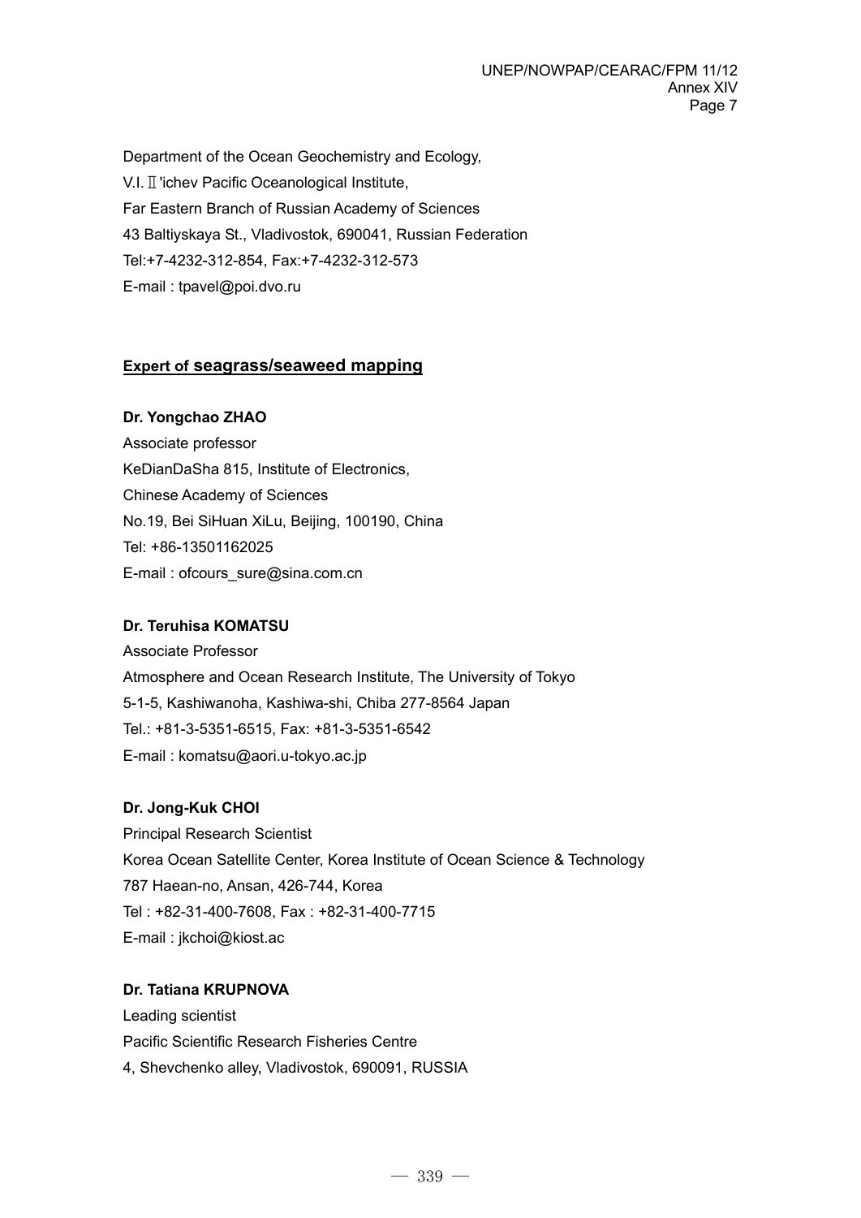Department of the Ocean Geochemistry and Ecology,
V.I. Ⅱ'ichev Pacific Oceanological Institute,
Far Eastern Branch of Russian Academy of Sciences
43 Baltiyskaya St., Vladivostok, 690041, Russian Federation
Tel:+7-4232-312-854, Fax:+7-4232-312-573
E-mail : tpavel@poi.dvo.ru

## **Expert of seagrass/seaweed mapping**

**Dr. Yongchao ZHAO**
Associate professor
KeDianDaSha 815, Institute of Electronics,
Chinese Academy of Sciences
No.19, Bei SiHuan XiLu, Beijing, 100190, China
Tel: +86-13501162025
E-mail : ofcours_sure@sina.com.cn

**Dr. Teruhisa KOMATSU**
Associate Professor
Atmosphere and Ocean Research Institute, The University of Tokyo
5-1-5, Kashiwanoha, Kashiwa-shi, Chiba 277-8564 Japan
Tel.: +81-3-5351-6515, Fax: +81-3-5351-6542
E-mail : komatsu@aori.u-tokyo.ac.jp

**Dr. Jong-Kuk CHOI**
Principal Research Scientist
Korea Ocean Satellite Center, Korea Institute of Ocean Science & Technology
787 Haean-no, Ansan, 426-744, Korea
Tel : +82-31-400-7608, Fax : +82-31-400-7715
E-mail : jkchoi@kiost.ac

**Dr. Tatiana KRUPNOVA**
Leading scientist
Pacific Scientific Research Fisheries Centre
4, Shevchenko alley, Vladivostok, 690091, RUSSIA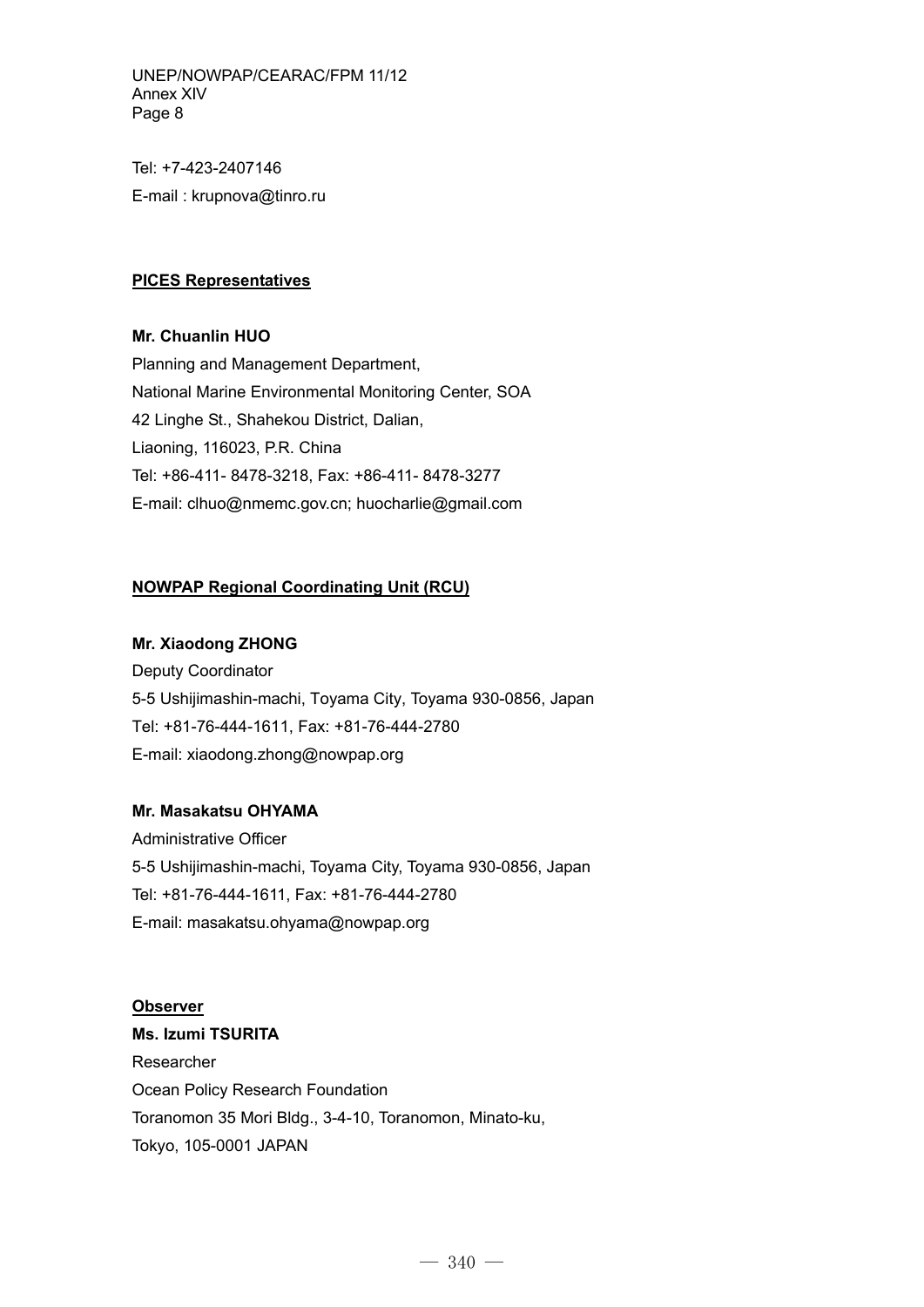Tel: +7-423-2407146

E-mail : krupnova@tinro.ru

**PICES Representatives**

**Mr. Chuanlin HUO**

Planning and Management Department,
National Marine Environmental Monitoring Center, SOA
42 Linghe St., Shahekou District, Dalian,
Liaoning, 116023, P.R. China
Tel: +86-411- 8478-3218, Fax: +86-411- 8478-3277
E-mail: clhuo@nmemc.gov.cn; huocharlie@gmail.com

**NOWPAP Regional Coordinating Unit (RCU)**

**Mr. Xiaodong ZHONG**

Deputy Coordinator
5-5 Ushijimashin-machi, Toyama City, Toyama 930-0856, Japan
Tel: +81-76-444-1611, Fax: +81-76-444-2780
E-mail: xiaodong.zhong@nowpap.org

**Mr. Masakatsu OHYAMA**

Administrative Officer
5-5 Ushijimashin-machi, Toyama City, Toyama 930-0856, Japan
Tel: +81-76-444-1611, Fax: +81-76-444-2780
E-mail: masakatsu.ohyama@nowpap.org

**Observer**

**Ms. Izumi TSURITA**

Researcher
Ocean Policy Research Foundation
Toranomon 35 Mori Bldg., 3-4-10, Toranomon, Minato-ku,
Tokyo, 105-0001 JAPAN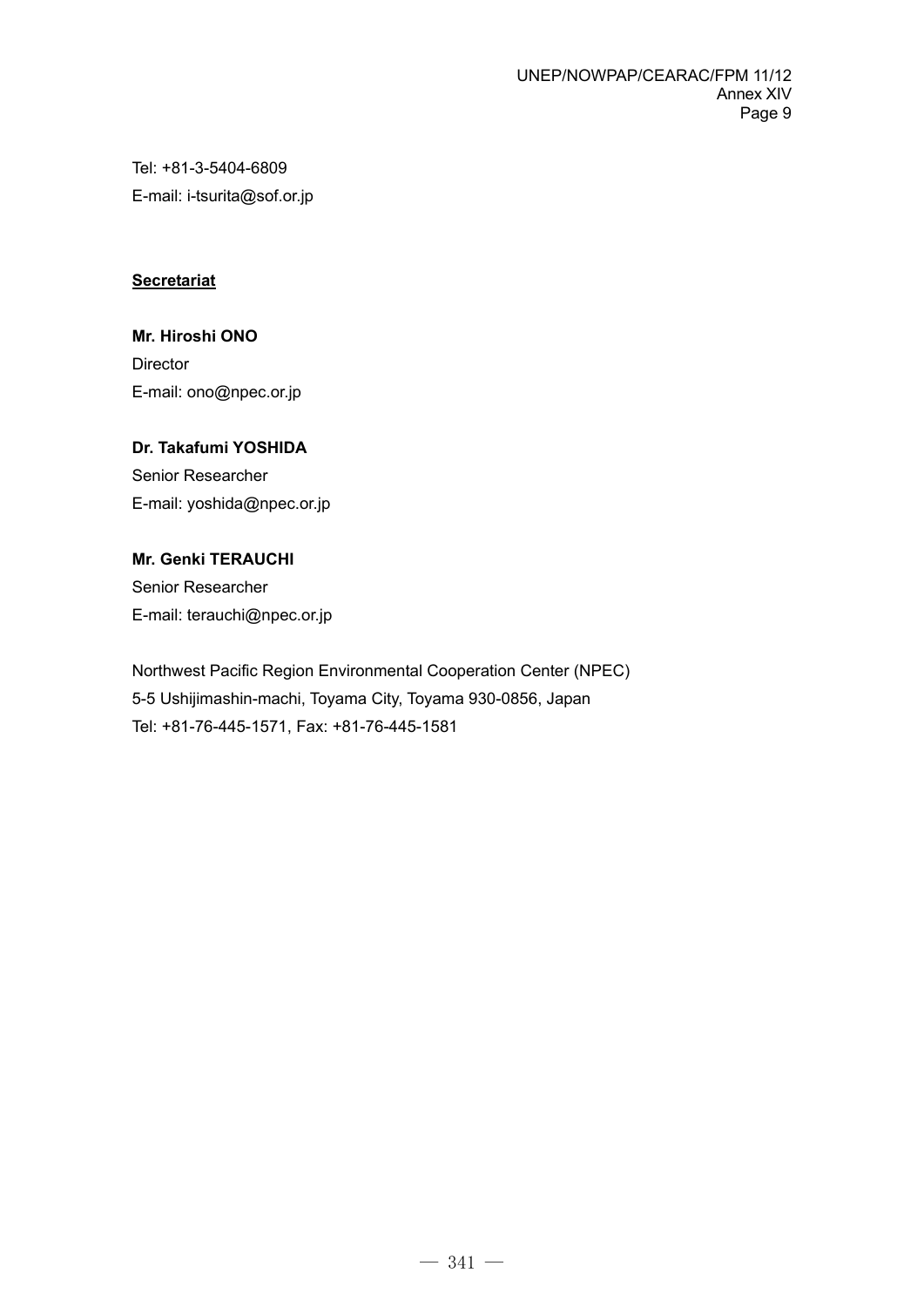Tel: +81-3-5404-6809
E-mail: i-tsurita@sof.or.jp

**Secretariat**

**Mr. Hiroshi ONO**
Director
E-mail: ono@npec.or.jp

**Dr. Takafumi YOSHIDA**
Senior Researcher
E-mail: yoshida@npec.or.jp

**Mr. Genki TERAUCHI**
Senior Researcher
E-mail: terauchi@npec.or.jp

Northwest Pacific Region Environmental Cooperation Center (NPEC)
5-5 Ushijimashin-machi, Toyama City, Toyama 930-0856, Japan
Tel: +81-76-445-1571, Fax: +81-76-445-1581